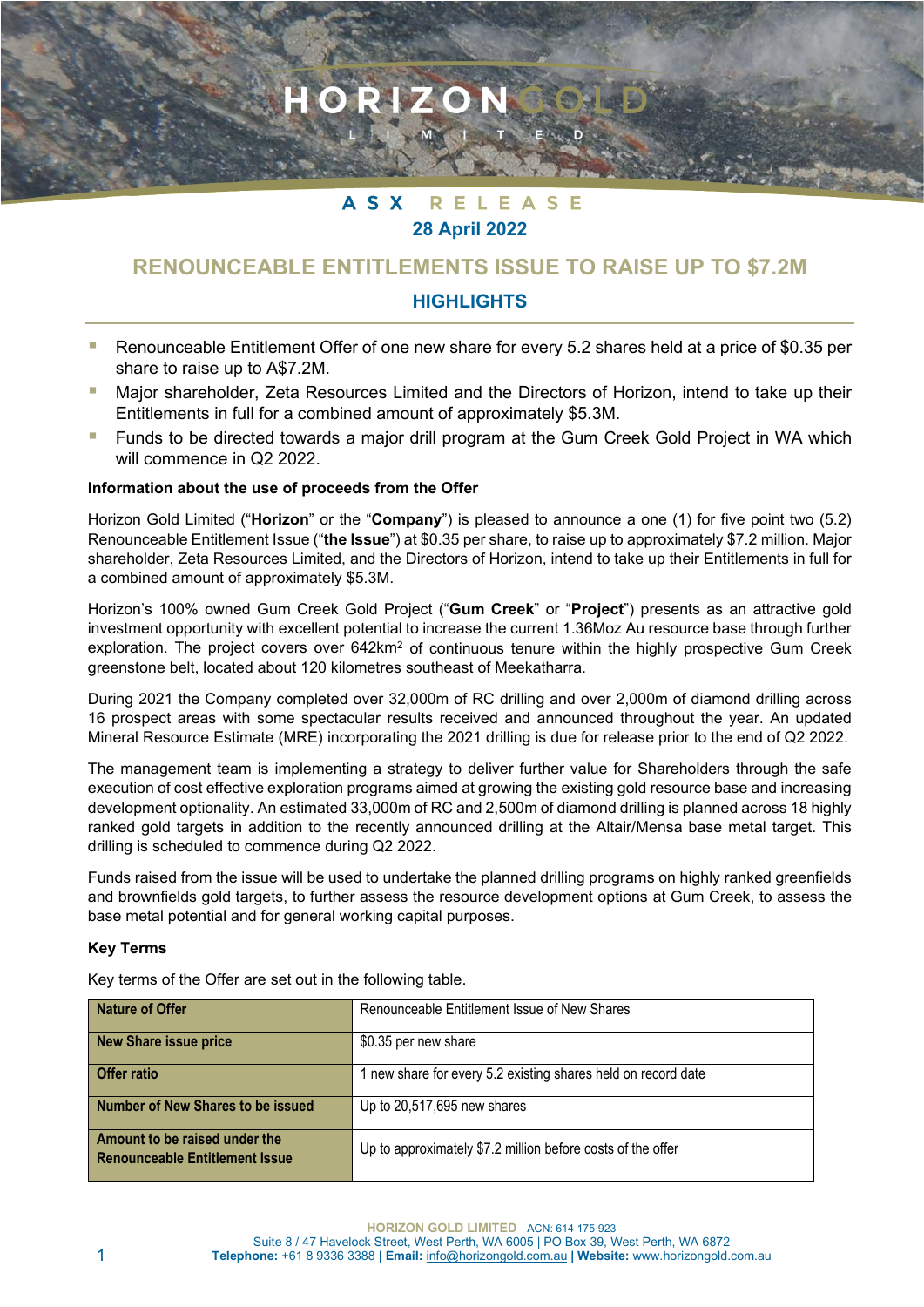# HORIZON GOLD LIMITED

**ASX RELEASE**

**28 April 2022**

## RENOUNCEABLE ENTITLEMENTS ISSUE TO RAISE UP TO $7.2M

### HIGHLIGHTS

- Renounceable Entitlement Offer of one new share for every 5.2 shares held at a price of $0.35 per share to raise up to A$7.2M.
- Major shareholder, Zeta Resources Limited and the Directors of Horizon, intend to take up their Entitlements in full for a combined amount of approximately $5.3M.
- Funds to be directed towards a major drill program at the Gum Creek Gold Project in WA which will commence in Q2 2022.

**Information about the use of proceeds from the Offer**

Horizon Gold Limited ("**Horizon**" or the "**Company**") is pleased to announce a one (1) for five point two (5.2) Renounceable Entitlement Issue ("**the Issue**") at $0.35 per share, to raise up to approximately $7.2 million. Major shareholder, Zeta Resources Limited, and the Directors of Horizon, intend to take up their Entitlements in full for a combined amount of approximately $5.3M.

Horizon's 100% owned Gum Creek Gold Project ("**Gum Creek**" or "**Project**") presents as an attractive gold investment opportunity with excellent potential to increase the current 1.36Moz Au resource base through further exploration. The project covers over 642km$^2$ of continuous tenure within the highly prospective Gum Creek greenstone belt, located about 120 kilometres southeast of Meekatharra.

During 2021 the Company completed over 32,000m of RC drilling and over 2,000m of diamond drilling across 16 prospect areas with some spectacular results received and announced throughout the year. An updated Mineral Resource Estimate (MRE) incorporating the 2021 drilling is due for release prior to the end of Q2 2022.

The management team is implementing a strategy to deliver further value for Shareholders through the safe execution of cost effective exploration programs aimed at growing the existing gold resource base and increasing development optionality. An estimated 33,000m of RC and 2,500m of diamond drilling is planned across 18 highly ranked gold targets in addition to the recently announced drilling at the Altair/Mensa base metal target. This drilling is scheduled to commence during Q2 2022.

Funds raised from the issue will be used to undertake the planned drilling programs on highly ranked greenfields and brownfields gold targets, to further assess the resource development options at Gum Creek, to assess the base metal potential and for general working capital purposes.

**Key Terms**

Key terms of the Offer are set out in the following table.

| | |
|---|---|
| **Nature of Offer** | Renounceable Entitlement Issue of New Shares |
| **New Share issue price** | $0.35 per new share |
| **Offer ratio** | 1 new share for every 5.2 existing shares held on record date |
| **Number of New Shares to be issued** | Up to 20,517,695 new shares |
| **Amount to be raised under the Renounceable Entitlement Issue** | Up to approximately $7.2 million before costs of the offer |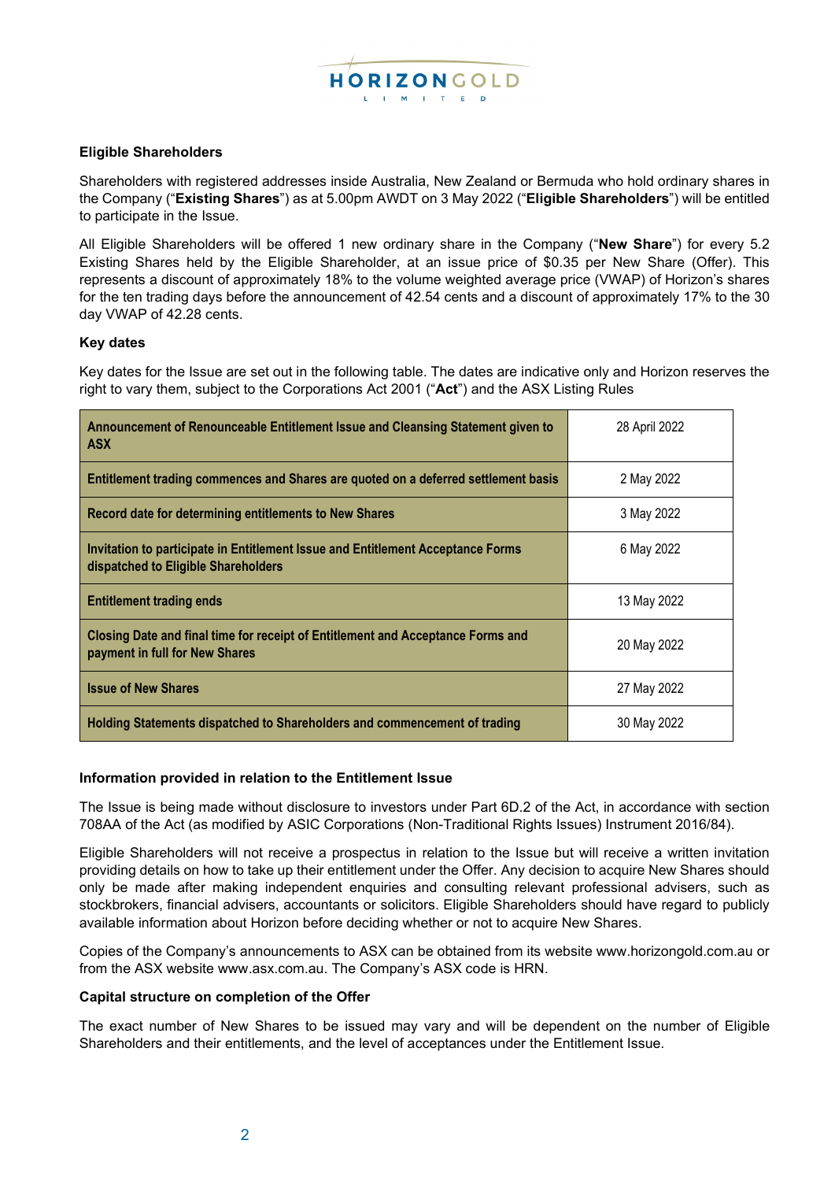### Eligible Shareholders

Shareholders with registered addresses inside Australia, New Zealand or Bermuda who hold ordinary shares in the Company ("**Existing Shares**") as at 5.00pm AWDT on 3 May 2022 ("**Eligible Shareholders**") will be entitled to participate in the Issue.

All Eligible Shareholders will be offered 1 new ordinary share in the Company ("**New Share**") for every 5.2 Existing Shares held by the Eligible Shareholder, at an issue price of $0.35 per New Share (Offer). This represents a discount of approximately 18% to the volume weighted average price (VWAP) of Horizon's shares for the ten trading days before the announcement of 42.54 cents and a discount of approximately 17% to the 30 day VWAP of 42.28 cents.

### Key dates

Key dates for the Issue are set out in the following table. The dates are indicative only and Horizon reserves the right to vary them, subject to the Corporations Act 2001 ("**Act**") and the ASX Listing Rules

| | |
|---|---|
| **Announcement of Renounceable Entitlement Issue and Cleansing Statement given to ASX** | 28 April 2022 |
| **Entitlement trading commences and Shares are quoted on a deferred settlement basis** | 2 May 2022 |
| **Record date for determining entitlements to New Shares** | 3 May 2022 |
| **Invitation to participate in Entitlement Issue and Entitlement Acceptance Forms dispatched to Eligible Shareholders** | 6 May 2022 |
| **Entitlement trading ends** | 13 May 2022 |
| **Closing Date and final time for receipt of Entitlement and Acceptance Forms and payment in full for New Shares** | 20 May 2022 |
| **Issue of New Shares** | 27 May 2022 |
| **Holding Statements dispatched to Shareholders and commencement of trading** | 30 May 2022 |

### Information provided in relation to the Entitlement Issue

The Issue is being made without disclosure to investors under Part 6D.2 of the Act, in accordance with section 708AA of the Act (as modified by ASIC Corporations (Non-Traditional Rights Issues) Instrument 2016/84).

Eligible Shareholders will not receive a prospectus in relation to the Issue but will receive a written invitation providing details on how to take up their entitlement under the Offer. Any decision to acquire New Shares should only be made after making independent enquiries and consulting relevant professional advisers, such as stockbrokers, financial advisers, accountants or solicitors. Eligible Shareholders should have regard to publicly available information about Horizon before deciding whether or not to acquire New Shares.

Copies of the Company's announcements to ASX can be obtained from its website www.horizongold.com.au or from the ASX website www.asx.com.au. The Company's ASX code is HRN.

### Capital structure on completion of the Offer

The exact number of New Shares to be issued may vary and will be dependent on the number of Eligible Shareholders and their entitlements, and the level of acceptances under the Entitlement Issue.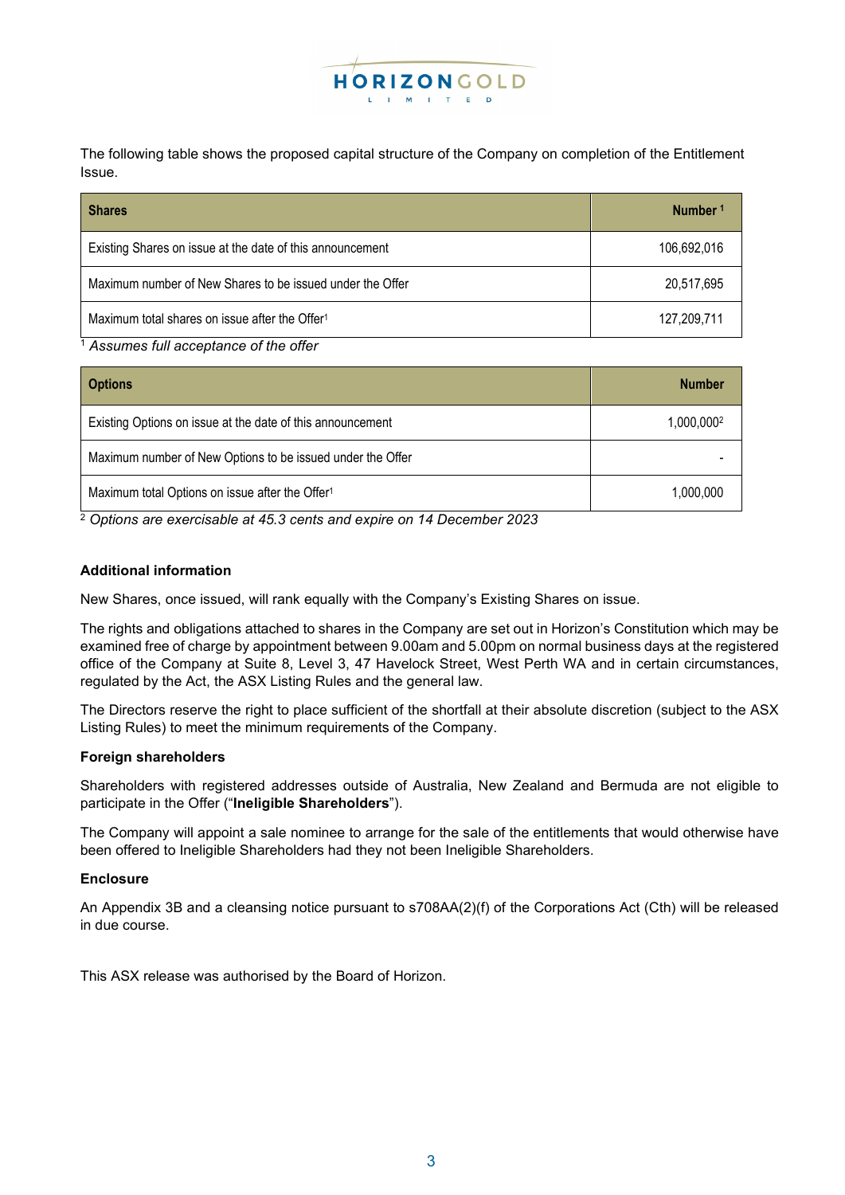The following table shows the proposed capital structure of the Company on completion of the Entitlement Issue.

| Shares | Number [1] |
|---|---|
| Existing Shares on issue at the date of this announcement | 106,692,016 |
| Maximum number of New Shares to be issued under the Offer | 20,517,695 |
| Maximum total shares on issue after the Offer[1] | 127,209,711 |

[1] *Assumes full acceptance of the offer*

| Options | Number |
|---|---|
| Existing Options on issue at the date of this announcement | 1,000,000[2] |
| Maximum number of New Options to be issued under the Offer | - |
| Maximum total Options on issue after the Offer[1] | 1,000,000 |

[2] *Options are exercisable at 45.3 cents and expire on 14 December 2023*

**Additional information**

New Shares, once issued, will rank equally with the Company's Existing Shares on issue.

The rights and obligations attached to shares in the Company are set out in Horizon's Constitution which may be examined free of charge by appointment between 9.00am and 5.00pm on normal business days at the registered office of the Company at Suite 8, Level 3, 47 Havelock Street, West Perth WA and in certain circumstances, regulated by the Act, the ASX Listing Rules and the general law.

The Directors reserve the right to place sufficient of the shortfall at their absolute discretion (subject to the ASX Listing Rules) to meet the minimum requirements of the Company.

**Foreign shareholders**

Shareholders with registered addresses outside of Australia, New Zealand and Bermuda are not eligible to participate in the Offer ("**Ineligible Shareholders**").

The Company will appoint a sale nominee to arrange for the sale of the entitlements that would otherwise have been offered to Ineligible Shareholders had they not been Ineligible Shareholders.

**Enclosure**

An Appendix 3B and a cleansing notice pursuant to s708AA(2)(f) of the Corporations Act (Cth) will be released in due course.

This ASX release was authorised by the Board of Horizon.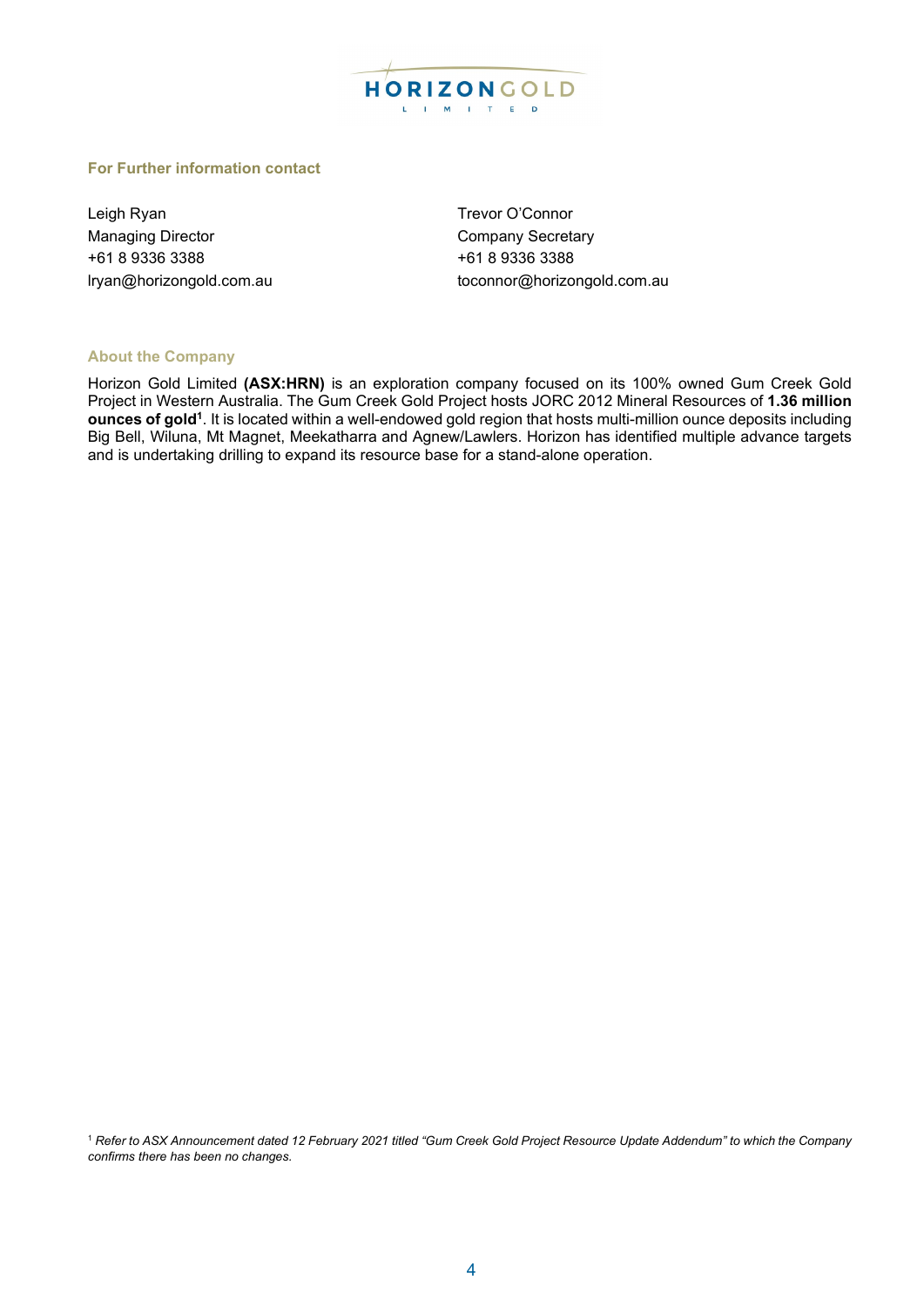**For Further information contact**

| | |
|---|---|
| Leigh Ryan | Trevor O'Connor |
| Managing Director | Company Secretary |
| +61 8 9336 3388 | +61 8 9336 3388 |
| lryan@horizongold.com.au | toconnor@horizongold.com.au |

**About the Company**

Horizon Gold Limited **(ASX:HRN)** is an exploration company focused on its 100% owned Gum Creek Gold Project in Western Australia. The Gum Creek Gold Project hosts JORC 2012 Mineral Resources of **1.36 million ounces of gold**[1]. It is located within a well-endowed gold region that hosts multi-million ounce deposits including Big Bell, Wiluna, Mt Magnet, Meekatharra and Agnew/Lawlers. Horizon has identified multiple advance targets and is undertaking drilling to expand its resource base for a stand-alone operation.

[1] *Refer to ASX Announcement dated 12 February 2021 titled "Gum Creek Gold Project Resource Update Addendum" to which the Company confirms there has been no changes.*